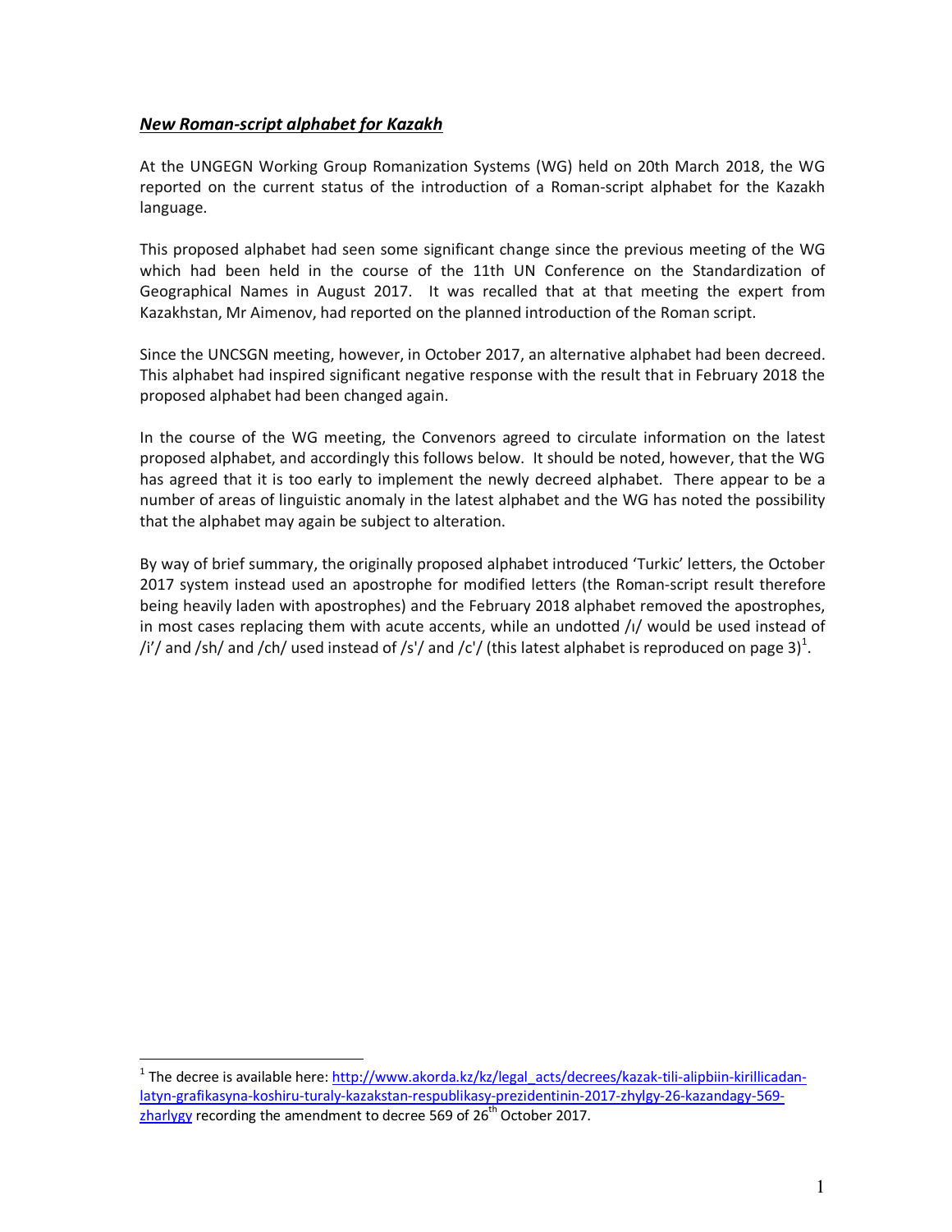***New Roman-script alphabet for Kazakh***

At the UNGEGN Working Group Romanization Systems (WG) held on 20th March 2018, the WG reported on the current status of the introduction of a Roman-script alphabet for the Kazakh language.

This proposed alphabet had seen some significant change since the previous meeting of the WG which had been held in the course of the 11th UN Conference on the Standardization of Geographical Names in August 2017. It was recalled that at that meeting the expert from Kazakhstan, Mr Aimenov, had reported on the planned introduction of the Roman script.

Since the UNCSGN meeting, however, in October 2017, an alternative alphabet had been decreed. This alphabet had inspired significant negative response with the result that in February 2018 the proposed alphabet had been changed again.

In the course of the WG meeting, the Convenors agreed to circulate information on the latest proposed alphabet, and accordingly this follows below. It should be noted, however, that the WG has agreed that it is too early to implement the newly decreed alphabet. There appear to be a number of areas of linguistic anomaly in the latest alphabet and the WG has noted the possibility that the alphabet may again be subject to alteration.

By way of brief summary, the originally proposed alphabet introduced 'Turkic' letters, the October 2017 system instead used an apostrophe for modified letters (the Roman-script result therefore being heavily laden with apostrophes) and the February 2018 alphabet removed the apostrophes, in most cases replacing them with acute accents, while an undotted /ı/ would be used instead of /i'/ and /sh/ and /ch/ used instead of /s'/ and /c'/ (this latest alphabet is reproduced on page 3)[1].

---

[1] The decree is available here: [http://www.akorda.kz/kz/legal_acts/decrees/kazak-tili-alipbiin-kirillicadan-latyn-grafikasyna-koshiru-turaly-kazakstan-respublikasy-prezidentinin-2017-zhylgy-26-kazandagy-569-zharlygy](http://www.akorda.kz/kz/legal_acts/decrees/kazak-tili-alipbiin-kirillicadan-latyn-grafikasyna-koshiru-turaly-kazakstan-respublikasy-prezidentinin-2017-zhylgy-26-kazandagy-569-zharlygy) recording the amendment to decree 569 of 26th October 2017.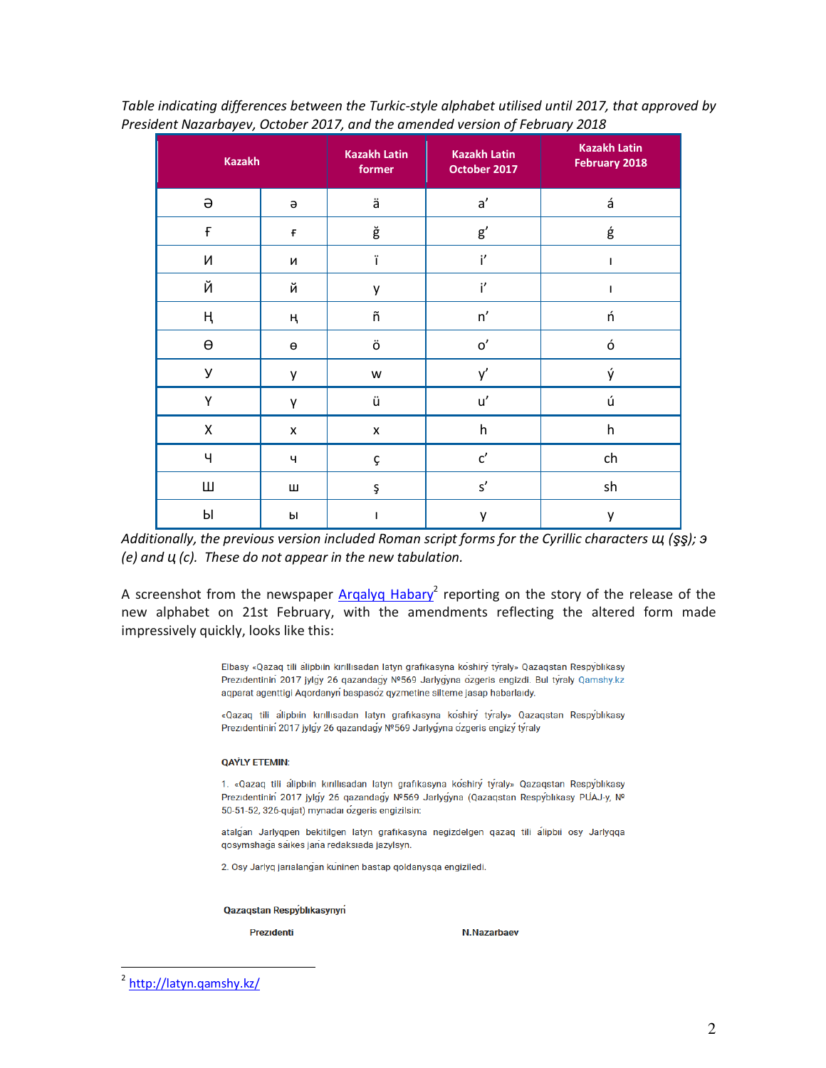*Table indicating differences between the Turkic-style alphabet utilised until 2017, that approved by President Nazarbayev, October 2017, and the amended version of February 2018*

| Kazakh | | Kazakh Latin former | Kazakh Latin October 2017 | Kazakh Latin February 2018 |
|---|---|---|---|---|
| Ә | ә | ä | a’ | á |
| Ғ | ғ | ğ | g’ | ǵ |
| И | и | ï | i’ | ı |
| Й | й | y | i’ | ı |
| Ң | ң | ñ | n’ | ń |
| Ө | ө | ö | o’ | ó |
| У | у | w | y’ | ý |
| Ү | ү | ü | u’ | ú |
| Х | х | x | h | h |
| Ч | ч | ç | c’ | ch |
| Ш | ш | ş | s’ | sh |
| Ы | ы | ı | y | y |

*Additionally, the previous version included Roman script forms for the Cyrillic characters щ (şş); э (e) and ц (c). These do not appear in the new tabulation.*

A screenshot from the newspaper Arqalyq Habary[2] reporting on the story of the release of the new alphabet on 21st February, with the amendments reflecting the altered form made impressively quickly, looks like this:

Elbasy «Qazaq tili álipbiin kırıllısadan latyn grafıkasyna kóshirý týraly» Qazaqstan Respýblıkasy Prezıdentiniń 2017 jylǵy 26 qazandaǵy №569 Jarlyǵyna ózgeris engizdi. Bul týraly Qamshy.kz aqparat agenttigi Aqordanyń baspasóz qyzmetine silteme jasap habarlaıdy.

«Qazaq tili álipbiin kırıllısadan latyn grafıkasyna kóshirý týraly» Qazaqstan Respýblıkasy Prezıdentiniń 2017 jylǵy 26 qazandaǵy №569 Jarlyǵyna ózgeris engizý týraly

**QAÝLY ETEMIN:**

1. «Qazaq tili álipbiin kırıllısadan latyn grafıkasyna kóshirý týraly» Qazaqstan Respýblıkasy Prezıdentiniń 2017 jylǵy 26 qazandaǵy №569 Jarlyǵyna (Qazaqstan Respýblıkasy PÚAJ-y, № 50-51-52, 326-qujat) mynadaı ózgeris engizilsin:

atalǵan Jarlyqpen bekitilgen latyn grafıkasyna negizdelgen qazaq tili álipbıi osy Jarlyqqa qosymshaǵa sáıkes jańa redaksıada jazylsyn.

2. Osy Jarlyq jarıalanǵan kúninen bastap qoldanysqa engiziledi.

**Qazaqstan Respýblıkasynyń**

**Prezıdenti** **N.Nazarbaev**

---

[2] http://latyn.qamshy.kz/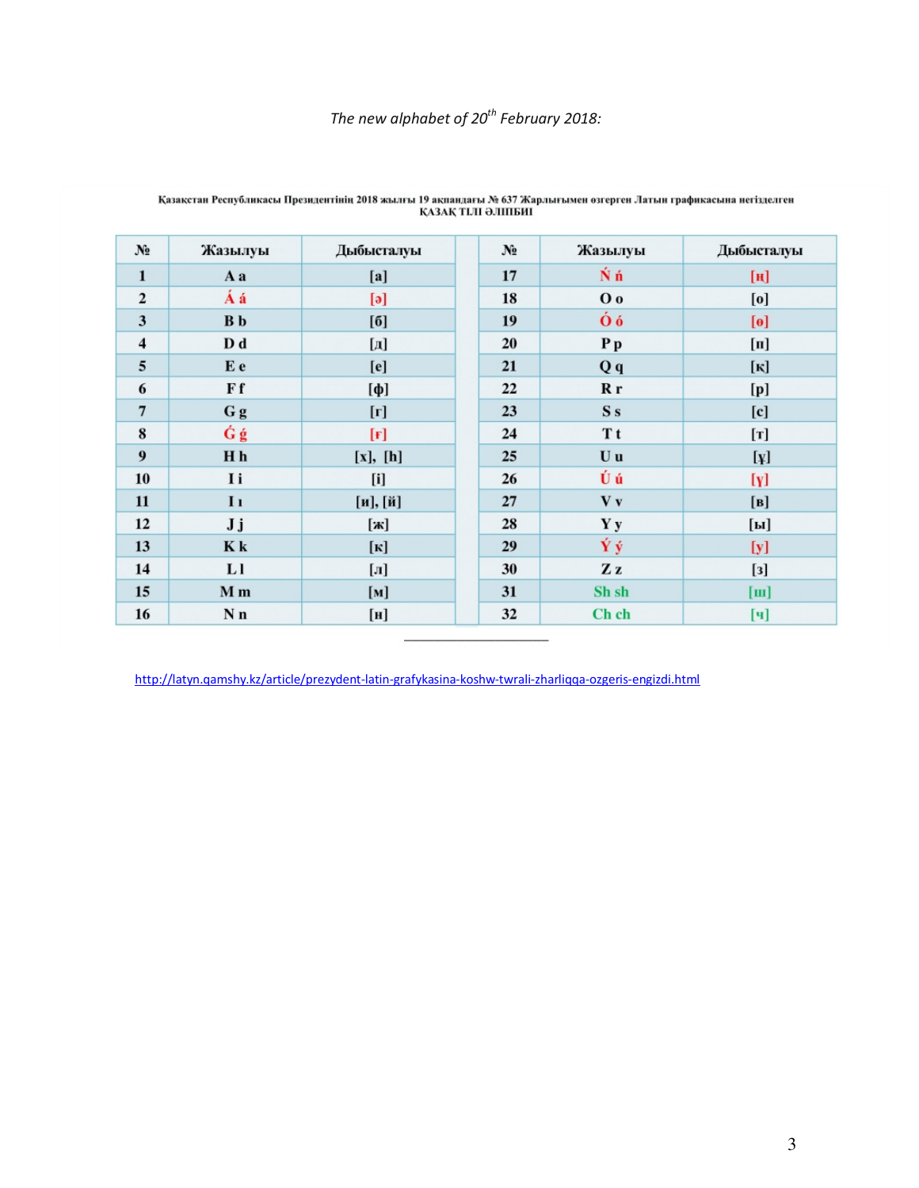*The new alphabet of 20th February 2018:*

Қазақстан Республикасы Президентінің 2018 жылғы 19 ақпандағы № 637 Жарлығымен өзгерген Латын графикасына негізделген
ҚАЗАҚ ТІЛІ ӘЛІПБИІ

| № | Жазылуы | Дыбысталуы | № | Жазылуы | Дыбысталуы |
|---|---|---|---|---|---|
| 1 | A a | [а] | 17 | Ń ń | [ң] |
| 2 | Á á | [ә] | 18 | O o | [о] |
| 3 | B b | [б] | 19 | Ó ó | [ө] |
| 4 | D d | [д] | 20 | P p | [п] |
| 5 | E e | [е] | 21 | Q q | [қ] |
| 6 | F f | [ф] | 22 | R r | [р] |
| 7 | G g | [г] | 23 | S s | [с] |
| 8 | Ǵ ǵ | [ғ] | 24 | T t | [т] |
| 9 | H h | [х], [һ] | 25 | U u | [ұ] |
| 10 | I i | [і] | 26 | Ú ú | [ү] |
| 11 | I ı | [и], [й] | 27 | V v | [в] |
| 12 | J j | [ж] | 28 | Y y | [ы] |
| 13 | K k | [к] | 29 | Ý ý | [у] |
| 14 | L l | [л] | 30 | Z z | [з] |
| 15 | M m | [м] | 31 | Sh sh | [ш] |
| 16 | N n | [н] | 32 | Ch ch | [ч] |

---

http://latyn.qamshy.kz/article/prezydent-latin-grafykasina-koshw-twrali-zharliqqa-ozgeris-engizdi.html